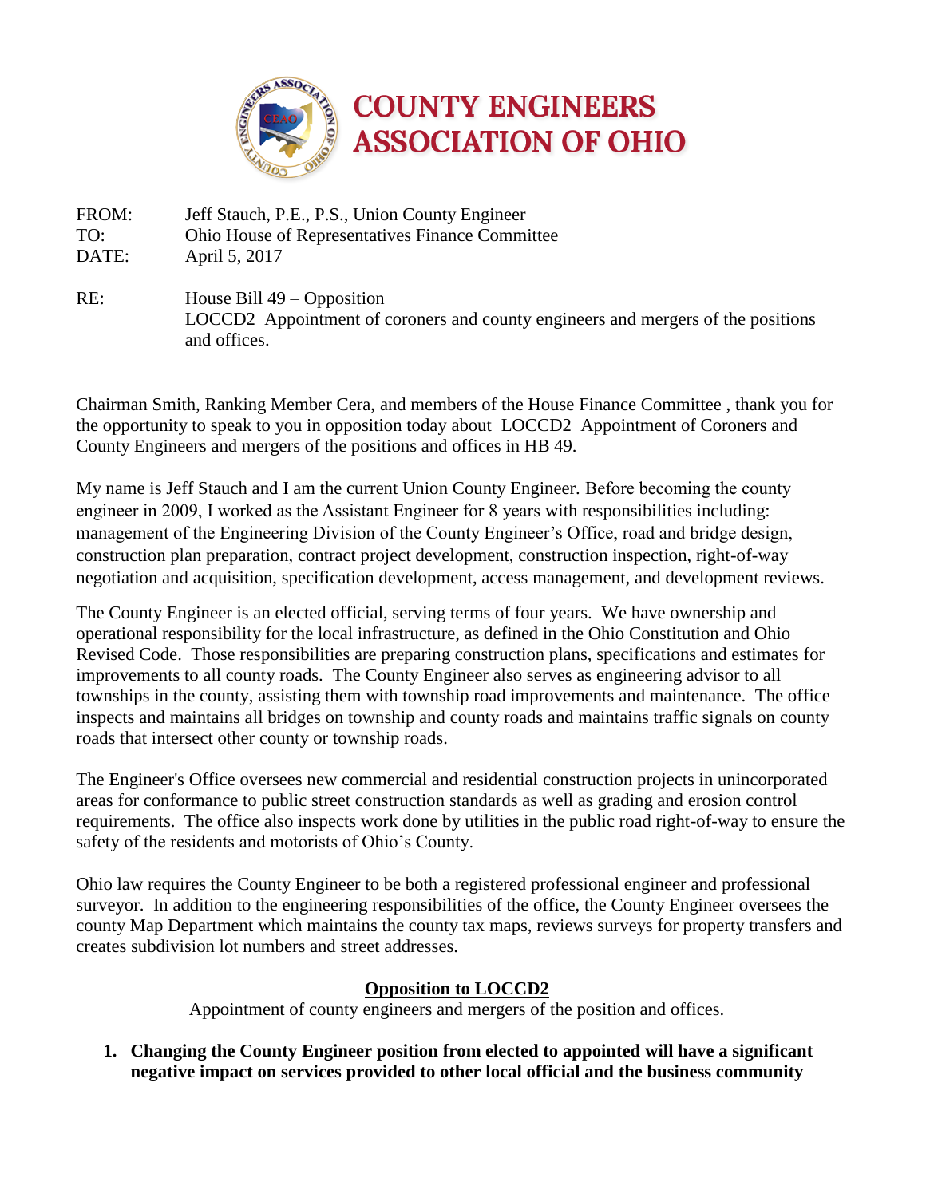# COUNTY ENGINEERS ASSOCIATION OF OHIO

FROM: Jeff Stauch, P.E., P.S., Union County Engineer
TO: Ohio House of Representatives Finance Committee
DATE: April 5, 2017

RE: House Bill 49 – Opposition
LOCCD2 Appointment of coroners and county engineers and mergers of the positions and offices.

---

Chairman Smith, Ranking Member Cera, and members of the House Finance Committee , thank you for the opportunity to speak to you in opposition today about LOCCD2 Appointment of Coroners and County Engineers and mergers of the positions and offices in HB 49.

My name is Jeff Stauch and I am the current Union County Engineer. Before becoming the county engineer in 2009, I worked as the Assistant Engineer for 8 years with responsibilities including: management of the Engineering Division of the County Engineer's Office, road and bridge design, construction plan preparation, contract project development, construction inspection, right-of-way negotiation and acquisition, specification development, access management, and development reviews.

The County Engineer is an elected official, serving terms of four years. We have ownership and operational responsibility for the local infrastructure, as defined in the Ohio Constitution and Ohio Revised Code. Those responsibilities are preparing construction plans, specifications and estimates for improvements to all county roads. The County Engineer also serves as engineering advisor to all townships in the county, assisting them with township road improvements and maintenance. The office inspects and maintains all bridges on township and county roads and maintains traffic signals on county roads that intersect other county or township roads.

The Engineer's Office oversees new commercial and residential construction projects in unincorporated areas for conformance to public street construction standards as well as grading and erosion control requirements. The office also inspects work done by utilities in the public road right-of-way to ensure the safety of the residents and motorists of Ohio's County.

Ohio law requires the County Engineer to be both a registered professional engineer and professional surveyor. In addition to the engineering responsibilities of the office, the County Engineer oversees the county Map Department which maintains the county tax maps, reviews surveys for property transfers and creates subdivision lot numbers and street addresses.

## Opposition to LOCCD2

Appointment of county engineers and mergers of the position and offices.

1. **Changing the County Engineer position from elected to appointed will have a significant negative impact on services provided to other local official and the business community**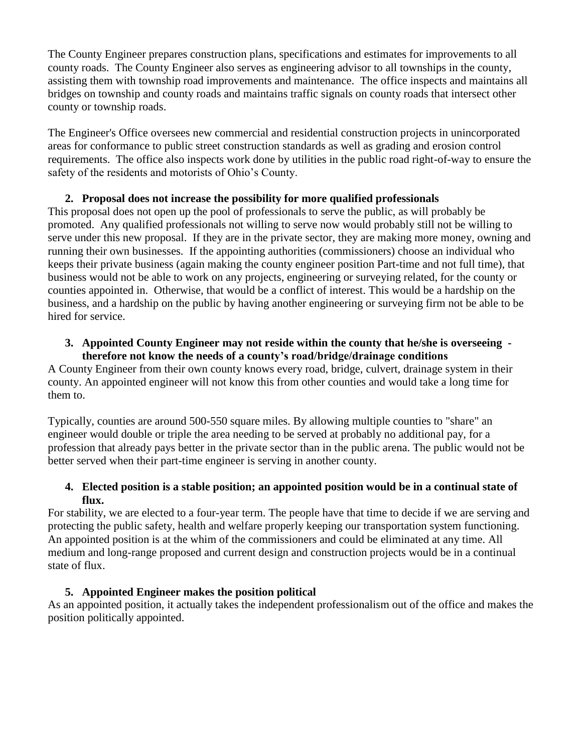The County Engineer prepares construction plans, specifications and estimates for improvements to all county roads. The County Engineer also serves as engineering advisor to all townships in the county, assisting them with township road improvements and maintenance. The office inspects and maintains all bridges on township and county roads and maintains traffic signals on county roads that intersect other county or township roads.

The Engineer's Office oversees new commercial and residential construction projects in unincorporated areas for conformance to public street construction standards as well as grading and erosion control requirements. The office also inspects work done by utilities in the public road right-of-way to ensure the safety of the residents and motorists of Ohio's County.

2. **Proposal does not increase the possibility for more qualified professionals**

This proposal does not open up the pool of professionals to serve the public, as will probably be promoted. Any qualified professionals not willing to serve now would probably still not be willing to serve under this new proposal. If they are in the private sector, they are making more money, owning and running their own businesses. If the appointing authorities (commissioners) choose an individual who keeps their private business (again making the county engineer position Part-time and not full time), that business would not be able to work on any projects, engineering or surveying related, for the county or counties appointed in. Otherwise, that would be a conflict of interest. This would be a hardship on the business, and a hardship on the public by having another engineering or surveying firm not be able to be hired for service.

3. **Appointed County Engineer may not reside within the county that he/she is overseeing - therefore not know the needs of a county's road/bridge/drainage conditions**

A County Engineer from their own county knows every road, bridge, culvert, drainage system in their county. An appointed engineer will not know this from other counties and would take a long time for them to.

Typically, counties are around 500-550 square miles. By allowing multiple counties to "share" an engineer would double or triple the area needing to be served at probably no additional pay, for a profession that already pays better in the private sector than in the public arena. The public would not be better served when their part-time engineer is serving in another county.

4. **Elected position is a stable position; an appointed position would be in a continual state of flux.**

For stability, we are elected to a four-year term. The people have that time to decide if we are serving and protecting the public safety, health and welfare properly keeping our transportation system functioning. An appointed position is at the whim of the commissioners and could be eliminated at any time. All medium and long-range proposed and current design and construction projects would be in a continual state of flux.

5. **Appointed Engineer makes the position political**

As an appointed position, it actually takes the independent professionalism out of the office and makes the position politically appointed.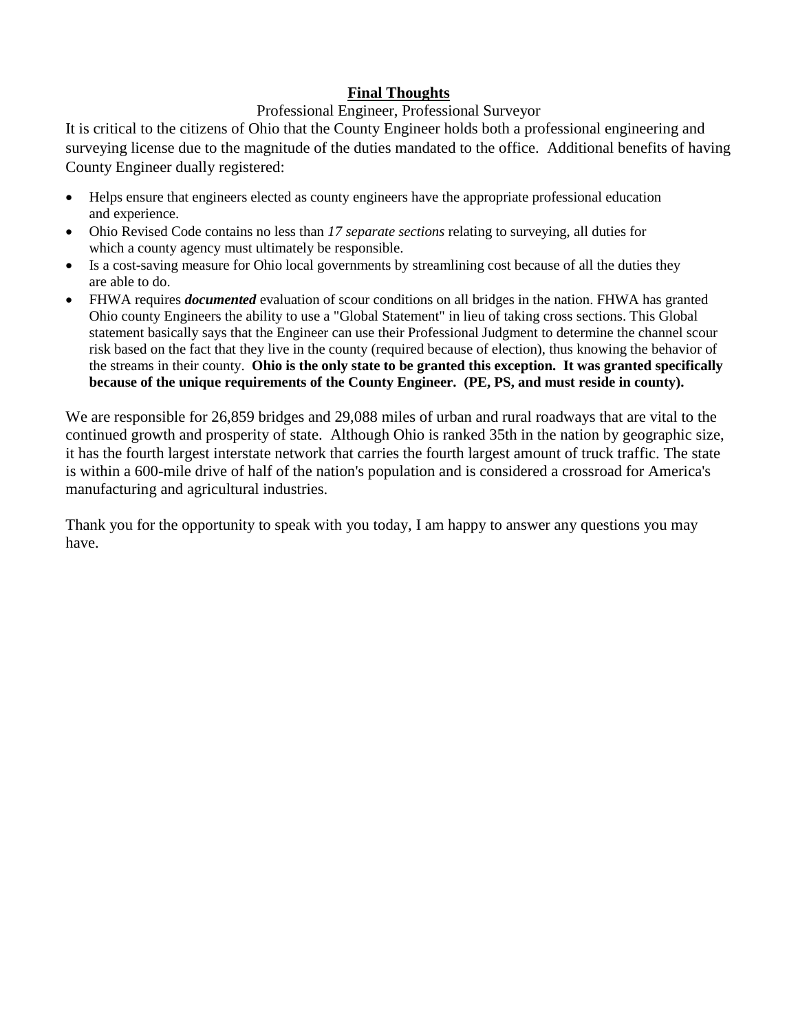## Final Thoughts

Professional Engineer, Professional Surveyor

It is critical to the citizens of Ohio that the County Engineer holds both a professional engineering and surveying license due to the magnitude of the duties mandated to the office. Additional benefits of having County Engineer dually registered:

- Helps ensure that engineers elected as county engineers have the appropriate professional education and experience.
- Ohio Revised Code contains no less than *17 separate sections* relating to surveying, all duties for which a county agency must ultimately be responsible.
- Is a cost-saving measure for Ohio local governments by streamlining cost because of all the duties they are able to do.
- FHWA requires ***documented*** evaluation of scour conditions on all bridges in the nation. FHWA has granted Ohio county Engineers the ability to use a "Global Statement" in lieu of taking cross sections. This Global statement basically says that the Engineer can use their Professional Judgment to determine the channel scour risk based on the fact that they live in the county (required because of election), thus knowing the behavior of the streams in their county. **Ohio is the only state to be granted this exception. It was granted specifically because of the unique requirements of the County Engineer. (PE, PS, and must reside in county).**

We are responsible for 26,859 bridges and 29,088 miles of urban and rural roadways that are vital to the continued growth and prosperity of state. Although Ohio is ranked 35th in the nation by geographic size, it has the fourth largest interstate network that carries the fourth largest amount of truck traffic. The state is within a 600-mile drive of half of the nation's population and is considered a crossroad for America's manufacturing and agricultural industries.

Thank you for the opportunity to speak with you today, I am happy to answer any questions you may have.